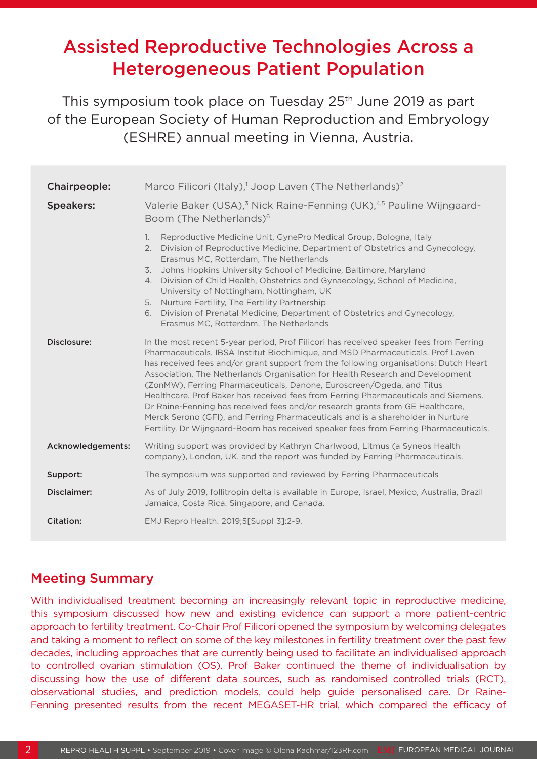# Assisted Reproductive Technologies Across a Heterogeneous Patient Population

This symposium took place on Tuesday 25th June 2019 as part of the European Society of Human Reproduction and Embryology (ESHRE) annual meeting in Vienna, Austria.

**Chairpeople:** Marco Filicori (Italy),[1] Joop Laven (The Netherlands)[2]

**Speakers:** Valerie Baker (USA),[3] Nick Raine-Fenning (UK),[4,5] Pauline Wijngaard-Boom (The Netherlands)[6]

1. Reproductive Medicine Unit, GynePro Medical Group, Bologna, Italy
2. Division of Reproductive Medicine, Department of Obstetrics and Gynecology, Erasmus MC, Rotterdam, The Netherlands
3. Johns Hopkins University School of Medicine, Baltimore, Maryland
4. Division of Child Health, Obstetrics and Gynaecology, School of Medicine, University of Nottingham, Nottingham, UK
5. Nurture Fertility, The Fertility Partnership
6. Division of Prenatal Medicine, Department of Obstetrics and Gynecology, Erasmus MC, Rotterdam, The Netherlands

**Disclosure:** In the most recent 5-year period, Prof Filicori has received speaker fees from Ferring Pharmaceuticals, IBSA Institut Biochimique, and MSD Pharmaceuticals. Prof Laven has received fees and/or grant support from the following organisations: Dutch Heart Association, The Netherlands Organisation for Health Research and Development (ZonMW), Ferring Pharmaceuticals, Danone, Euroscreen/Ogeda, and Titus Healthcare. Prof Baker has received fees from Ferring Pharmaceuticals and Siemens. Dr Raine-Fenning has received fees and/or research grants from GE Healthcare, Merck Serono (GFI), and Ferring Pharmaceuticals and is a shareholder in Nurture Fertility. Dr Wijngaard-Boom has received speaker fees from Ferring Pharmaceuticals.

**Acknowledgements:** Writing support was provided by Kathryn Charlwood, Litmus (a Syneos Health company), London, UK, and the report was funded by Ferring Pharmaceuticals.

**Support:** The symposium was supported and reviewed by Ferring Pharmaceuticals

**Disclaimer:** As of July 2019, follitropin delta is available in Europe, Israel, Mexico, Australia, Brazil Jamaica, Costa Rica, Singapore, and Canada.

**Citation:** EMJ Repro Health. 2019;5[Suppl 3]:2-9.

## Meeting Summary

With individualised treatment becoming an increasingly relevant topic in reproductive medicine, this symposium discussed how new and existing evidence can support a more patient-centric approach to fertility treatment. Co-Chair Prof Filicori opened the symposium by welcoming delegates and taking a moment to reflect on some of the key milestones in fertility treatment over the past few decades, including approaches that are currently being used to facilitate an individualised approach to controlled ovarian stimulation (OS). Prof Baker continued the theme of individualisation by discussing how the use of different data sources, such as randomised controlled trials (RCT), observational studies, and prediction models, could help guide personalised care. Dr Raine-Fenning presented results from the recent MEGASET-HR trial, which compared the efficacy of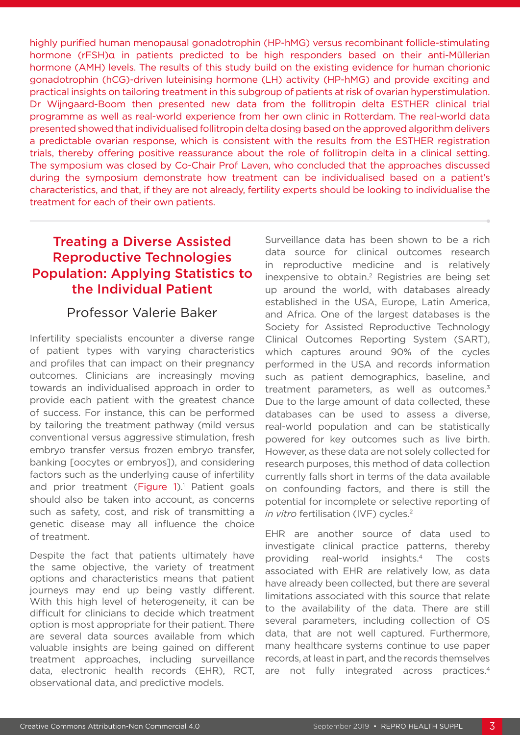highly purified human menopausal gonadotrophin (HP-hMG) versus recombinant follicle-stimulating hormone (rFSH)α in patients predicted to be high responders based on their anti-Müllerian hormone (AMH) levels. The results of this study build on the existing evidence for human chorionic gonadotrophin (hCG)-driven luteinising hormone (LH) activity (HP-hMG) and provide exciting and practical insights on tailoring treatment in this subgroup of patients at risk of ovarian hyperstimulation. Dr Wijngaard-Boom then presented new data from the follitropin delta ESTHER clinical trial programme as well as real-world experience from her own clinic in Rotterdam. The real-world data presented showed that individualised follitropin delta dosing based on the approved algorithm delivers a predictable ovarian response, which is consistent with the results from the ESTHER registration trials, thereby offering positive reassurance about the role of follitropin delta in a clinical setting. The symposium was closed by Co-Chair Prof Laven, who concluded that the approaches discussed during the symposium demonstrate how treatment can be individualised based on a patient's characteristics, and that, if they are not already, fertility experts should be looking to individualise the treatment for each of their own patients.

## Treating a Diverse Assisted Reproductive Technologies Population: Applying Statistics to the Individual Patient

### Professor Valerie Baker

Infertility specialists encounter a diverse range of patient types with varying characteristics and profiles that can impact on their pregnancy outcomes. Clinicians are increasingly moving towards an individualised approach in order to provide each patient with the greatest chance of success. For instance, this can be performed by tailoring the treatment pathway (mild versus conventional versus aggressive stimulation, fresh embryo transfer versus frozen embryo transfer, banking [oocytes or embryos]), and considering factors such as the underlying cause of infertility and prior treatment (Figure 1).[1] Patient goals should also be taken into account, as concerns such as safety, cost, and risk of transmitting a genetic disease may all influence the choice of treatment.

Despite the fact that patients ultimately have the same objective, the variety of treatment options and characteristics means that patient journeys may end up being vastly different. With this high level of heterogeneity, it can be difficult for clinicians to decide which treatment option is most appropriate for their patient. There are several data sources available from which valuable insights are being gained on different treatment approaches, including surveillance data, electronic health records (EHR), RCT, observational data, and predictive models.

Surveillance data has been shown to be a rich data source for clinical outcomes research in reproductive medicine and is relatively inexpensive to obtain.[2] Registries are being set up around the world, with databases already established in the USA, Europe, Latin America, and Africa. One of the largest databases is the Society for Assisted Reproductive Technology Clinical Outcomes Reporting System (SART), which captures around 90% of the cycles performed in the USA and records information such as patient demographics, baseline, and treatment parameters, as well as outcomes.[3] Due to the large amount of data collected, these databases can be used to assess a diverse, real-world population and can be statistically powered for key outcomes such as live birth. However, as these data are not solely collected for research purposes, this method of data collection currently falls short in terms of the data available on confounding factors, and there is still the potential for incomplete or selective reporting of *in vitro* fertilisation (IVF) cycles.[2]

EHR are another source of data used to investigate clinical practice patterns, thereby providing real-world insights.[4] The costs associated with EHR are relatively low, as data have already been collected, but there are several limitations associated with this source that relate to the availability of the data. There are still several parameters, including collection of OS data, that are not well captured. Furthermore, many healthcare systems continue to use paper records, at least in part, and the records themselves are not fully integrated across practices.[4]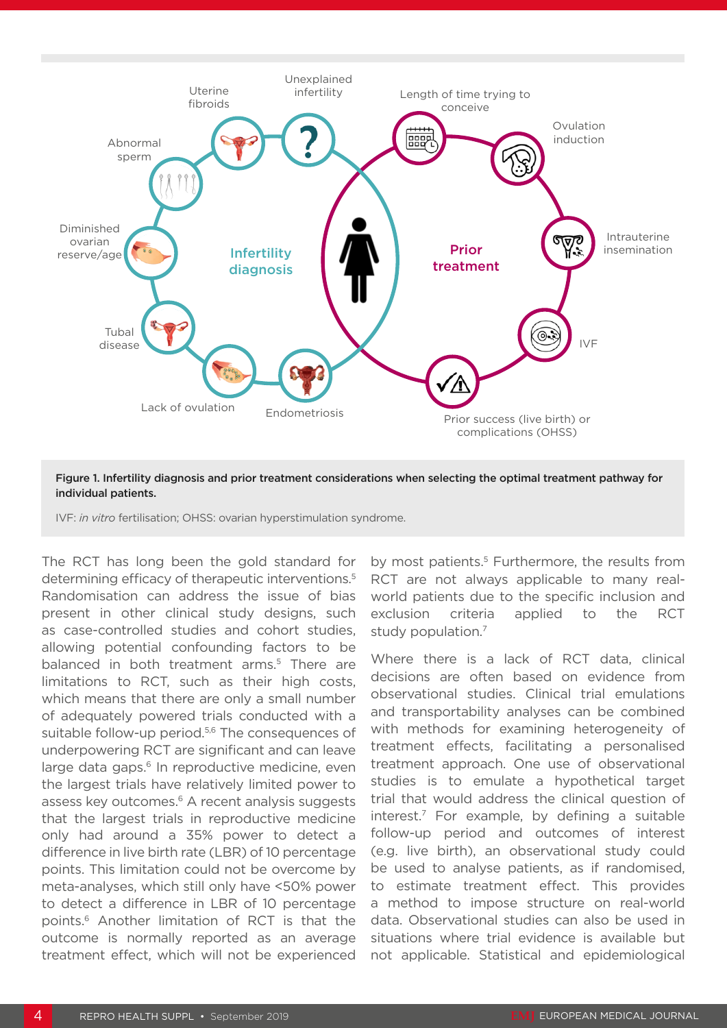**Figure 1. Infertility diagnosis and prior treatment considerations when selecting the optimal treatment pathway for individual patients.**

IVF: *in vitro* fertilisation; OHSS: ovarian hyperstimulation syndrome.

The RCT has long been the gold standard for determining efficacy of therapeutic interventions.[5] Randomisation can address the issue of bias present in other clinical study designs, such as case-controlled studies and cohort studies, allowing potential confounding factors to be balanced in both treatment arms.[5] There are limitations to RCT, such as their high costs, which means that there are only a small number of adequately powered trials conducted with a suitable follow-up period.[5,6] The consequences of underpowering RCT are significant and can leave large data gaps.[6] In reproductive medicine, even the largest trials have relatively limited power to assess key outcomes.[6] A recent analysis suggests that the largest trials in reproductive medicine only had around a 35% power to detect a difference in live birth rate (LBR) of 10 percentage points. This limitation could not be overcome by meta-analyses, which still only have <50% power to detect a difference in LBR of 10 percentage points.[6] Another limitation of RCT is that the outcome is normally reported as an average treatment effect, which will not be experienced by most patients.[5] Furthermore, the results from RCT are not always applicable to many real-world patients due to the specific inclusion and exclusion criteria applied to the RCT study population.[7]

Where there is a lack of RCT data, clinical decisions are often based on evidence from observational studies. Clinical trial emulations and transportability analyses can be combined with methods for examining heterogeneity of treatment effects, facilitating a personalised treatment approach. One use of observational studies is to emulate a hypothetical target trial that would address the clinical question of interest.[7] For example, by defining a suitable follow-up period and outcomes of interest (e.g. live birth), an observational study could be used to analyse patients, as if randomised, to estimate treatment effect. This provides a method to impose structure on real-world data. Observational studies can also be used in situations where trial evidence is available but not applicable. Statistical and epidemiological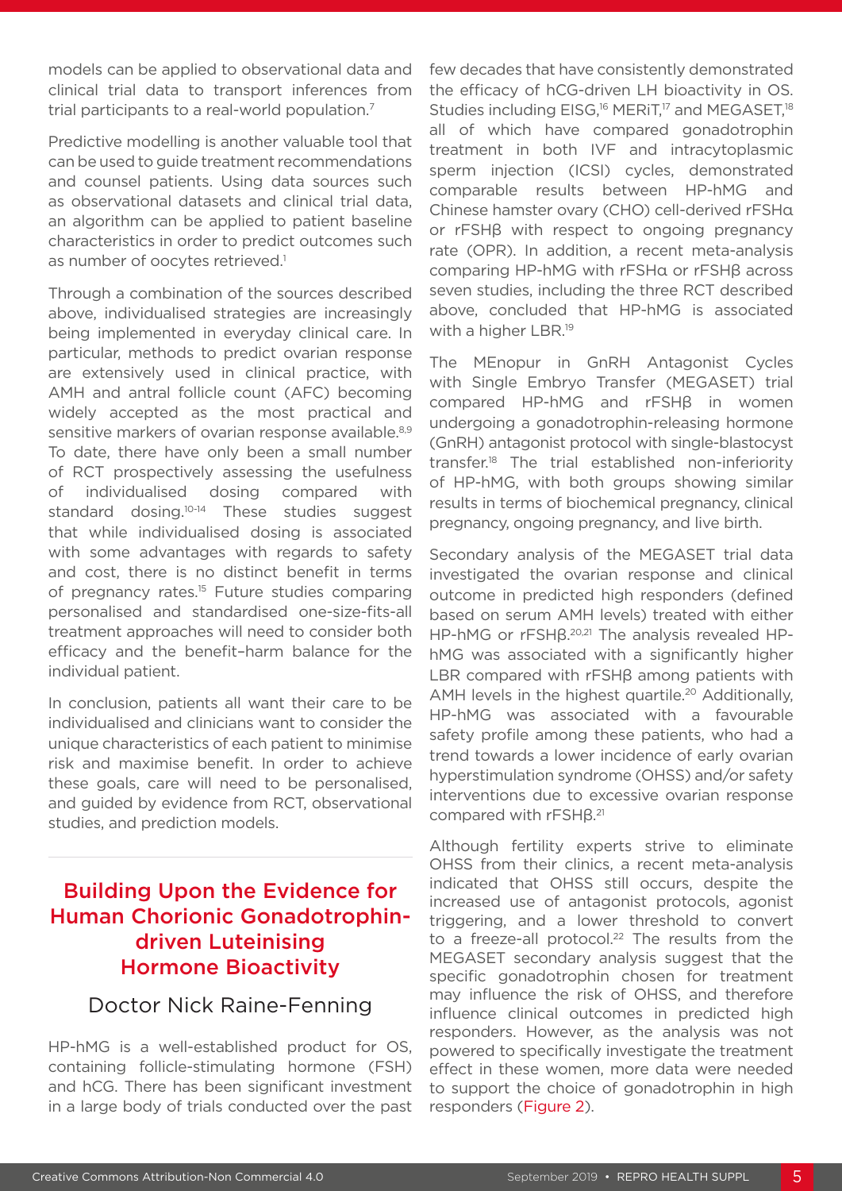models can be applied to observational data and clinical trial data to transport inferences from trial participants to a real-world population.[7]

Predictive modelling is another valuable tool that can be used to guide treatment recommendations and counsel patients. Using data sources such as observational datasets and clinical trial data, an algorithm can be applied to patient baseline characteristics in order to predict outcomes such as number of oocytes retrieved.[1]

Through a combination of the sources described above, individualised strategies are increasingly being implemented in everyday clinical care. In particular, methods to predict ovarian response are extensively used in clinical practice, with AMH and antral follicle count (AFC) becoming widely accepted as the most practical and sensitive markers of ovarian response available.[8,9] To date, there have only been a small number of RCT prospectively assessing the usefulness of individualised dosing compared with standard dosing.[10-14] These studies suggest that while individualised dosing is associated with some advantages with regards to safety and cost, there is no distinct benefit in terms of pregnancy rates.[15] Future studies comparing personalised and standardised one-size-fits-all treatment approaches will need to consider both efficacy and the benefit–harm balance for the individual patient.

In conclusion, patients all want their care to be individualised and clinicians want to consider the unique characteristics of each patient to minimise risk and maximise benefit. In order to achieve these goals, care will need to be personalised, and guided by evidence from RCT, observational studies, and prediction models.

## Building Upon the Evidence for Human Chorionic Gonadotrophin-driven Luteinising Hormone Bioactivity

### Doctor Nick Raine-Fenning

HP-hMG is a well-established product for OS, containing follicle-stimulating hormone (FSH) and hCG. There has been significant investment in a large body of trials conducted over the past few decades that have consistently demonstrated the efficacy of hCG-driven LH bioactivity in OS. Studies including EISG,[16] MERiT,[17] and MEGASET,[18] all of which have compared gonadotrophin treatment in both IVF and intracytoplasmic sperm injection (ICSI) cycles, demonstrated comparable results between HP-hMG and Chinese hamster ovary (CHO) cell-derived rFSHα or rFSHβ with respect to ongoing pregnancy rate (OPR). In addition, a recent meta-analysis comparing HP-hMG with rFSHα or rFSHβ across seven studies, including the three RCT described above, concluded that HP-hMG is associated with a higher LBR.[19]

The MEnopur in GnRH Antagonist Cycles with Single Embryo Transfer (MEGASET) trial compared HP-hMG and rFSHβ in women undergoing a gonadotrophin-releasing hormone (GnRH) antagonist protocol with single-blastocyst transfer.[18] The trial established non-inferiority of HP-hMG, with both groups showing similar results in terms of biochemical pregnancy, clinical pregnancy, ongoing pregnancy, and live birth.

Secondary analysis of the MEGASET trial data investigated the ovarian response and clinical outcome in predicted high responders (defined based on serum AMH levels) treated with either HP-hMG or rFSHβ.[20,21] The analysis revealed HP-hMG was associated with a significantly higher LBR compared with rFSHβ among patients with AMH levels in the highest quartile.[20] Additionally, HP-hMG was associated with a favourable safety profile among these patients, who had a trend towards a lower incidence of early ovarian hyperstimulation syndrome (OHSS) and/or safety interventions due to excessive ovarian response compared with rFSHβ.[21]

Although fertility experts strive to eliminate OHSS from their clinics, a recent meta-analysis indicated that OHSS still occurs, despite the increased use of antagonist protocols, agonist triggering, and a lower threshold to convert to a freeze-all protocol.[22] The results from the MEGASET secondary analysis suggest that the specific gonadotrophin chosen for treatment may influence the risk of OHSS, and therefore influence clinical outcomes in predicted high responders. However, as the analysis was not powered to specifically investigate the treatment effect in these women, more data were needed to support the choice of gonadotrophin in high responders (Figure 2).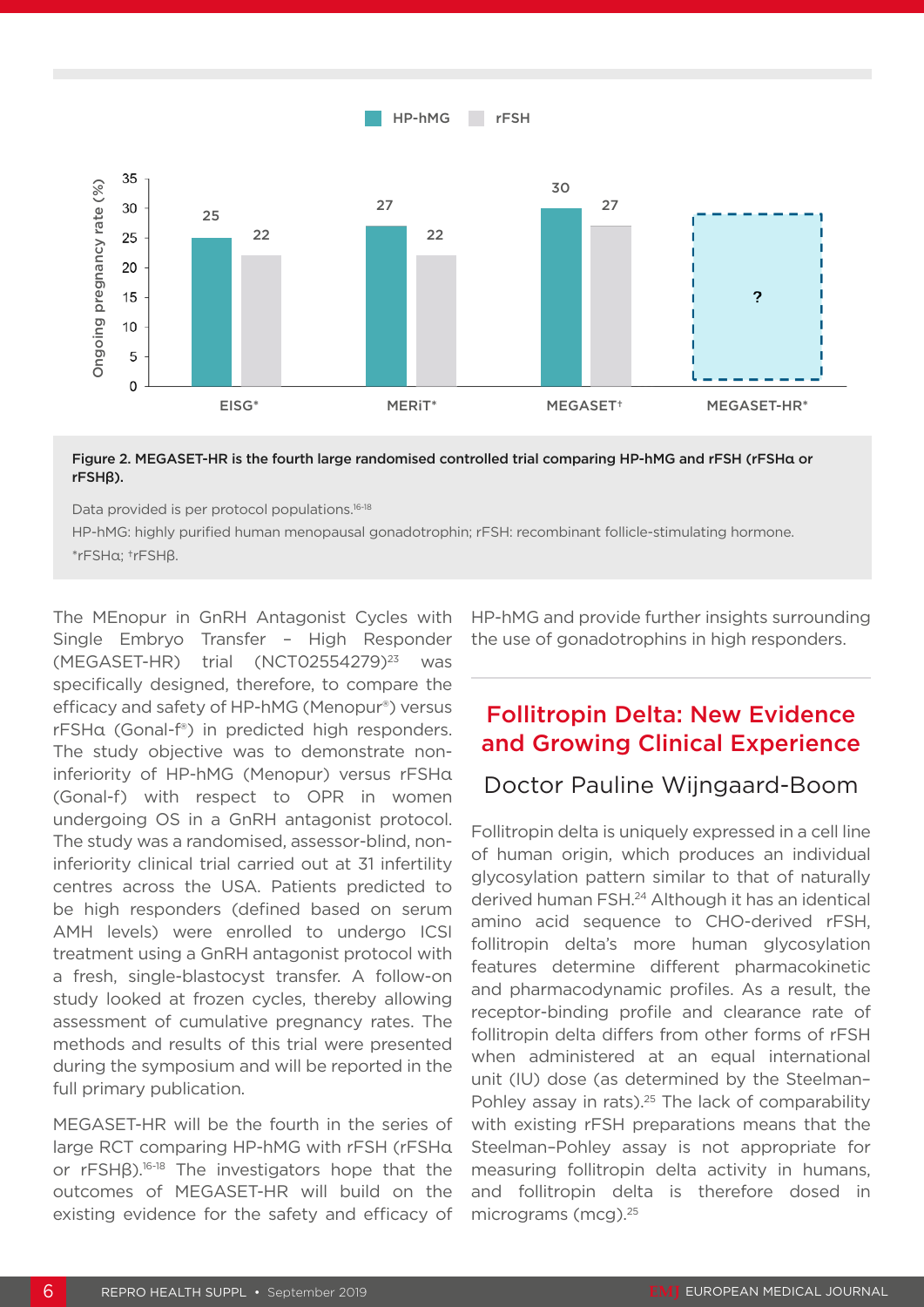| | HP-hMG | rFSH |
|---|---|---|
| EISG* | 25 | 22 |
| MERiT* | 27 | 22 |
| MEGASET† | 30 | 27 |
| MEGASET-HR* | ? | |

Ongoing pregnancy rate (%)

**Figure 2. MEGASET-HR is the fourth large randomised controlled trial comparing HP-hMG and rFSH (rFSHα or rFSHβ).**

Data provided is per protocol populations.[16-18]

HP-hMG: highly purified human menopausal gonadotrophin; rFSH: recombinant follicle-stimulating hormone.

*rFSHα; †rFSHβ.

The MEnopur in GnRH Antagonist Cycles with Single Embryo Transfer – High Responder (MEGASET-HR) trial (NCT02554279)[23] was specifically designed, therefore, to compare the efficacy and safety of HP-hMG (Menopur®) versus rFSHα (Gonal-f®) in predicted high responders. The study objective was to demonstrate non-inferiority of HP-hMG (Menopur) versus rFSHα (Gonal-f) with respect to OPR in women undergoing OS in a GnRH antagonist protocol. The study was a randomised, assessor-blind, non-inferiority clinical trial carried out at 31 infertility centres across the USA. Patients predicted to be high responders (defined based on serum AMH levels) were enrolled to undergo ICSI treatment using a GnRH antagonist protocol with a fresh, single-blastocyst transfer. A follow-on study looked at frozen cycles, thereby allowing assessment of cumulative pregnancy rates. The methods and results of this trial were presented during the symposium and will be reported in the full primary publication.

MEGASET-HR will be the fourth in the series of large RCT comparing HP-hMG with rFSH (rFSHα or rFSHβ).[16-18] The investigators hope that the outcomes of MEGASET-HR will build on the existing evidence for the safety and efficacy of HP-hMG and provide further insights surrounding the use of gonadotrophins in high responders.

## Follitropin Delta: New Evidence and Growing Clinical Experience

### Doctor Pauline Wijngaard-Boom

Follitropin delta is uniquely expressed in a cell line of human origin, which produces an individual glycosylation pattern similar to that of naturally derived human FSH.[24] Although it has an identical amino acid sequence to CHO-derived rFSH, follitropin delta's more human glycosylation features determine different pharmacokinetic and pharmacodynamic profiles. As a result, the receptor-binding profile and clearance rate of follitropin delta differs from other forms of rFSH when administered at an equal international unit (IU) dose (as determined by the Steelman–Pohley assay in rats).[25] The lack of comparability with existing rFSH preparations means that the Steelman–Pohley assay is not appropriate for measuring follitropin delta activity in humans, and follitropin delta is therefore dosed in micrograms (mcg).[25]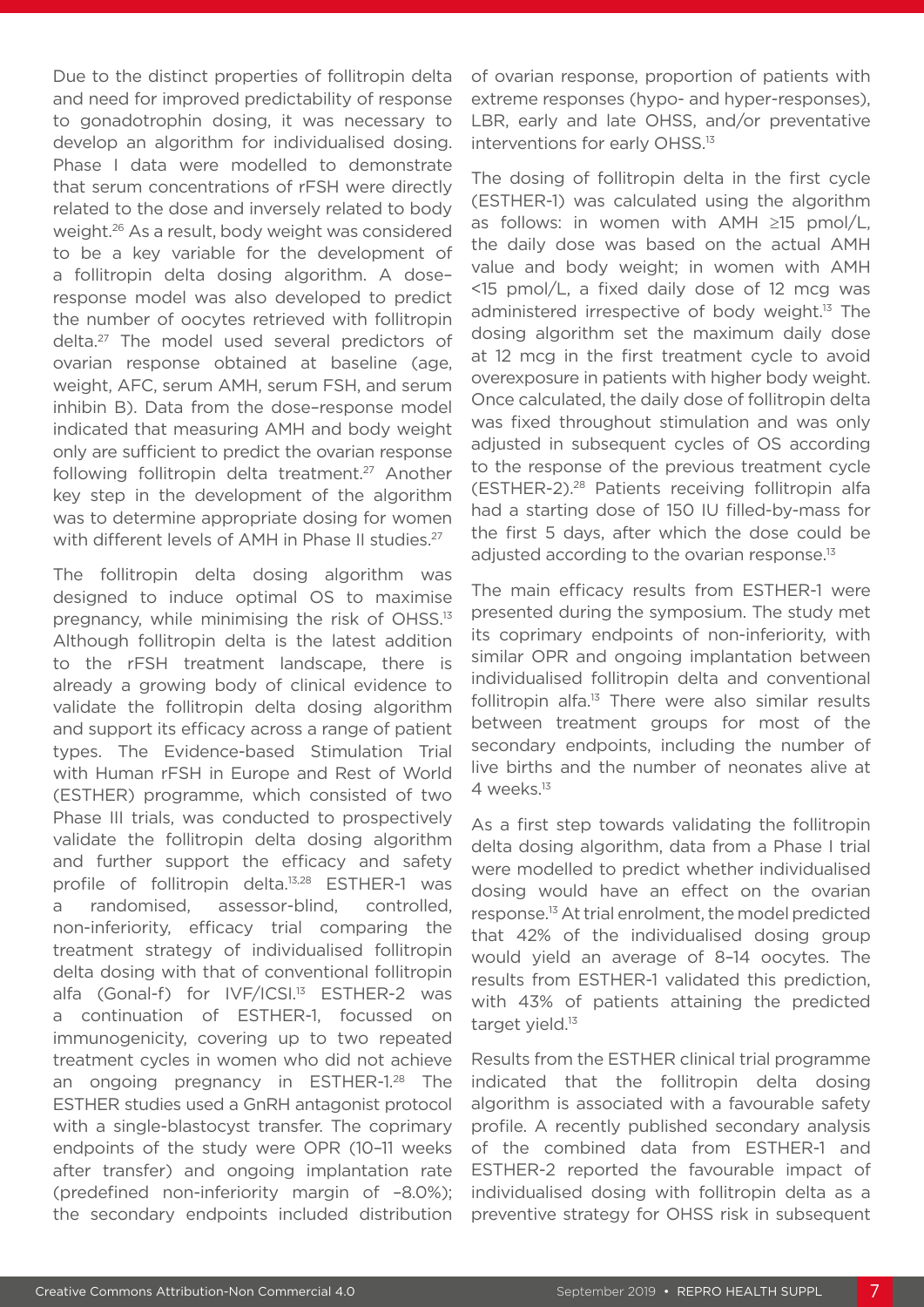Due to the distinct properties of follitropin delta and need for improved predictability of response to gonadotrophin dosing, it was necessary to develop an algorithm for individualised dosing. Phase I data were modelled to demonstrate that serum concentrations of rFSH were directly related to the dose and inversely related to body weight.[26] As a result, body weight was considered to be a key variable for the development of a follitropin delta dosing algorithm. A dose–response model was also developed to predict the number of oocytes retrieved with follitropin delta.[27] The model used several predictors of ovarian response obtained at baseline (age, weight, AFC, serum AMH, serum FSH, and serum inhibin B). Data from the dose–response model indicated that measuring AMH and body weight only are sufficient to predict the ovarian response following follitropin delta treatment.[27] Another key step in the development of the algorithm was to determine appropriate dosing for women with different levels of AMH in Phase II studies.[27]

The follitropin delta dosing algorithm was designed to induce optimal OS to maximise pregnancy, while minimising the risk of OHSS.[13] Although follitropin delta is the latest addition to the rFSH treatment landscape, there is already a growing body of clinical evidence to validate the follitropin delta dosing algorithm and support its efficacy across a range of patient types. The Evidence-based Stimulation Trial with Human rFSH in Europe and Rest of World (ESTHER) programme, which consisted of two Phase III trials, was conducted to prospectively validate the follitropin delta dosing algorithm and further support the efficacy and safety profile of follitropin delta.[13,28] ESTHER-1 was a randomised, assessor-blind, controlled, non-inferiority, efficacy trial comparing the treatment strategy of individualised follitropin delta dosing with that of conventional follitropin alfa (Gonal-f) for IVF/ICSI.[13] ESTHER-2 was a continuation of ESTHER-1, focussed on immunogenicity, covering up to two repeated treatment cycles in women who did not achieve an ongoing pregnancy in ESTHER-1.[28] The ESTHER studies used a GnRH antagonist protocol with a single-blastocyst transfer. The coprimary endpoints of the study were OPR (10–11 weeks after transfer) and ongoing implantation rate (predefined non-inferiority margin of –8.0%); the secondary endpoints included distribution of ovarian response, proportion of patients with extreme responses (hypo- and hyper-responses), LBR, early and late OHSS, and/or preventative interventions for early OHSS.[13]

The dosing of follitropin delta in the first cycle (ESTHER-1) was calculated using the algorithm as follows: in women with AMH ≥15 pmol/L, the daily dose was based on the actual AMH value and body weight; in women with AMH <15 pmol/L, a fixed daily dose of 12 mcg was administered irrespective of body weight.[13] The dosing algorithm set the maximum daily dose at 12 mcg in the first treatment cycle to avoid overexposure in patients with higher body weight. Once calculated, the daily dose of follitropin delta was fixed throughout stimulation and was only adjusted in subsequent cycles of OS according to the response of the previous treatment cycle (ESTHER-2).[28] Patients receiving follitropin alfa had a starting dose of 150 IU filled-by-mass for the first 5 days, after which the dose could be adjusted according to the ovarian response.[13]

The main efficacy results from ESTHER-1 were presented during the symposium. The study met its coprimary endpoints of non-inferiority, with similar OPR and ongoing implantation between individualised follitropin delta and conventional follitropin alfa.[13] There were also similar results between treatment groups for most of the secondary endpoints, including the number of live births and the number of neonates alive at 4 weeks.[13]

As a first step towards validating the follitropin delta dosing algorithm, data from a Phase I trial were modelled to predict whether individualised dosing would have an effect on the ovarian response.[13] At trial enrolment, the model predicted that 42% of the individualised dosing group would yield an average of 8–14 oocytes. The results from ESTHER-1 validated this prediction, with 43% of patients attaining the predicted target yield.[13]

Results from the ESTHER clinical trial programme indicated that the follitropin delta dosing algorithm is associated with a favourable safety profile. A recently published secondary analysis of the combined data from ESTHER-1 and ESTHER-2 reported the favourable impact of individualised dosing with follitropin delta as a preventive strategy for OHSS risk in subsequent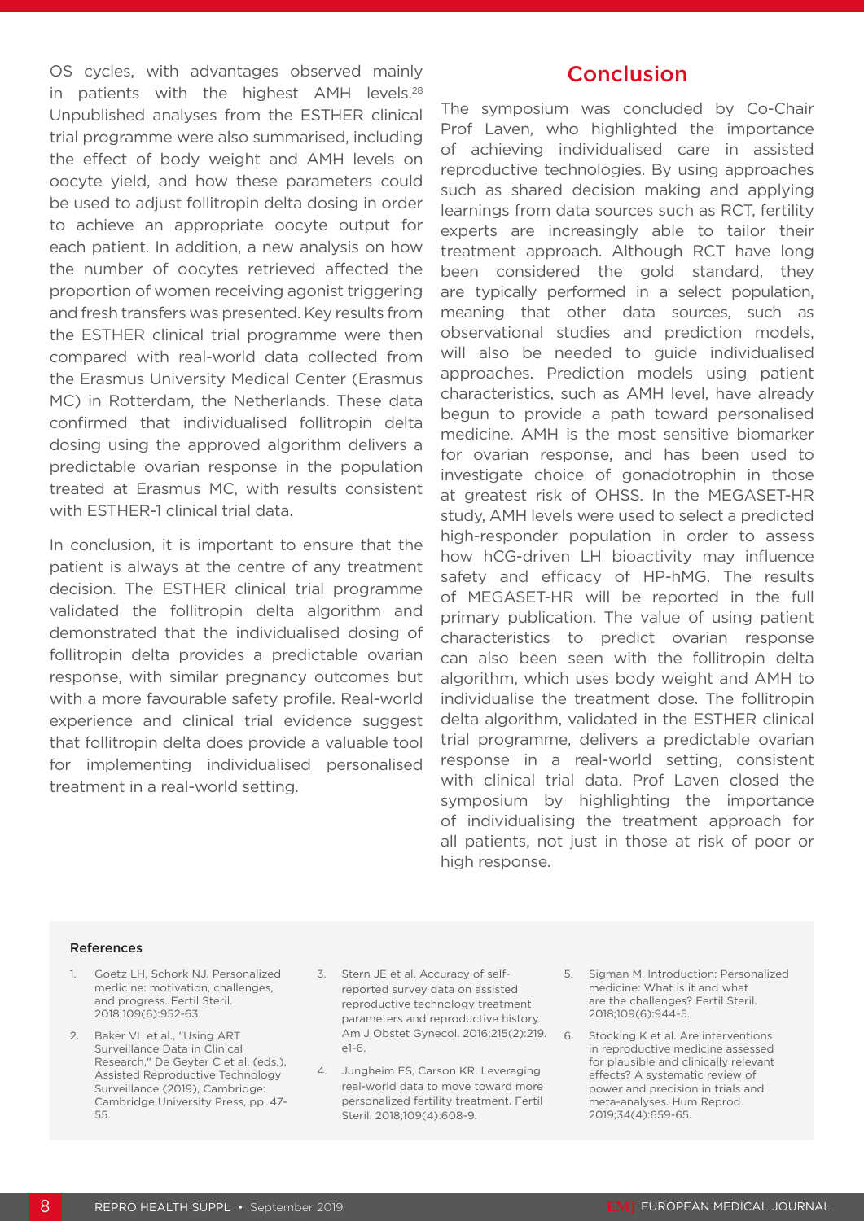OS cycles, with advantages observed mainly in patients with the highest AMH levels.[28] Unpublished analyses from the ESTHER clinical trial programme were also summarised, including the effect of body weight and AMH levels on oocyte yield, and how these parameters could be used to adjust follitropin delta dosing in order to achieve an appropriate oocyte output for each patient. In addition, a new analysis on how the number of oocytes retrieved affected the proportion of women receiving agonist triggering and fresh transfers was presented. Key results from the ESTHER clinical trial programme were then compared with real-world data collected from the Erasmus University Medical Center (Erasmus MC) in Rotterdam, the Netherlands. These data confirmed that individualised follitropin delta dosing using the approved algorithm delivers a predictable ovarian response in the population treated at Erasmus MC, with results consistent with ESTHER-1 clinical trial data.

In conclusion, it is important to ensure that the patient is always at the centre of any treatment decision. The ESTHER clinical trial programme validated the follitropin delta algorithm and demonstrated that the individualised dosing of follitropin delta provides a predictable ovarian response, with similar pregnancy outcomes but with a more favourable safety profile. Real-world experience and clinical trial evidence suggest that follitropin delta does provide a valuable tool for implementing individualised personalised treatment in a real-world setting.

## Conclusion

The symposium was concluded by Co-Chair Prof Laven, who highlighted the importance of achieving individualised care in assisted reproductive technologies. By using approaches such as shared decision making and applying learnings from data sources such as RCT, fertility experts are increasingly able to tailor their treatment approach. Although RCT have long been considered the gold standard, they are typically performed in a select population, meaning that other data sources, such as observational studies and prediction models, will also be needed to guide individualised approaches. Prediction models using patient characteristics, such as AMH level, have already begun to provide a path toward personalised medicine. AMH is the most sensitive biomarker for ovarian response, and has been used to investigate choice of gonadotrophin in those at greatest risk of OHSS. In the MEGASET-HR study, AMH levels were used to select a predicted high-responder population in order to assess how hCG-driven LH bioactivity may influence safety and efficacy of HP-hMG. The results of MEGASET-HR will be reported in the full primary publication. The value of using patient characteristics to predict ovarian response can also been seen with the follitropin delta algorithm, which uses body weight and AMH to individualise the treatment dose. The follitropin delta algorithm, validated in the ESTHER clinical trial programme, delivers a predictable ovarian response in a real-world setting, consistent with clinical trial data. Prof Laven closed the symposium by highlighting the importance of individualising the treatment approach for all patients, not just in those at risk of poor or high response.

### References

1. Goetz LH, Schork NJ. Personalized medicine: motivation, challenges, and progress. Fertil Steril. 2018;109(6):952-63.
2. Baker VL et al., "Using ART Surveillance Data in Clinical Research," De Geyter C et al. (eds.), Assisted Reproductive Technology Surveillance (2019), Cambridge: Cambridge University Press, pp. 47-55.
3. Stern JE et al. Accuracy of self-reported survey data on assisted reproductive technology treatment parameters and reproductive history. Am J Obstet Gynecol. 2016;215(2):219.e1-6.
4. Jungheim ES, Carson KR. Leveraging real-world data to move toward more personalized fertility treatment. Fertil Steril. 2018;109(4):608-9.
5. Sigman M. Introduction: Personalized medicine: What is it and what are the challenges? Fertil Steril. 2018;109(6):944-5.
6. Stocking K et al. Are interventions in reproductive medicine assessed for plausible and clinically relevant effects? A systematic review of power and precision in trials and meta-analyses. Hum Reprod. 2019;34(4):659-65.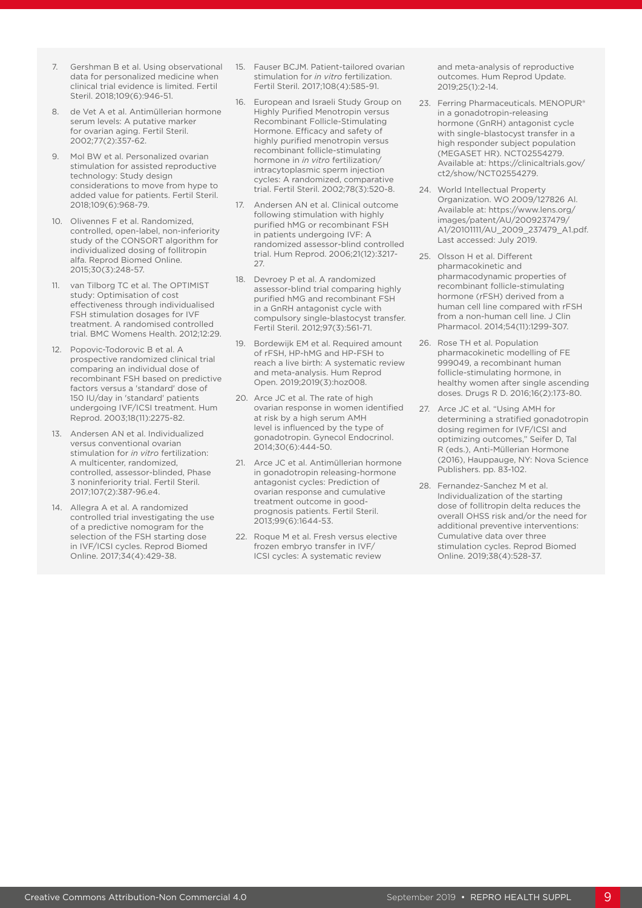7. Gershman B et al. Using observational data for personalized medicine when clinical trial evidence is limited. Fertil Steril. 2018;109(6):946-51.
8. de Vet A et al. Antimüllerian hormone serum levels: A putative marker for ovarian aging. Fertil Steril. 2002;77(2):357-62.
9. Mol BW et al. Personalized ovarian stimulation for assisted reproductive technology: Study design considerations to move from hype to added value for patients. Fertil Steril. 2018;109(6):968-79.
10. Olivennes F et al. Randomized, controlled, open-label, non-inferiority study of the CONSORT algorithm for individualized dosing of follitropin alfa. Reprod Biomed Online. 2015;30(3):248-57.
11. van Tilborg TC et al. The OPTIMIST study: Optimisation of cost effectiveness through individualised FSH stimulation dosages for IVF treatment. A randomised controlled trial. BMC Womens Health. 2012;12:29.
12. Popovic-Todorovic B et al. A prospective randomized clinical trial comparing an individual dose of recombinant FSH based on predictive factors versus a 'standard' dose of 150 IU/day in 'standard' patients undergoing IVF/ICSI treatment. Hum Reprod. 2003;18(11):2275-82.
13. Andersen AN et al. Individualized versus conventional ovarian stimulation for *in vitro* fertilization: A multicenter, randomized, controlled, assessor-blinded, Phase 3 noninferiority trial. Fertil Steril. 2017;107(2):387-96.e4.
14. Allegra A et al. A randomized controlled trial investigating the use of a predictive nomogram for the selection of the FSH starting dose in IVF/ICSI cycles. Reprod Biomed Online. 2017;34(4):429-38.
15. Fauser BCJM. Patient-tailored ovarian stimulation for *in vitro* fertilization. Fertil Steril. 2017;108(4):585-91.
16. European and Israeli Study Group on Highly Purified Menotropin versus Recombinant Follicle-Stimulating Hormone. Efficacy and safety of highly purified menotropin versus recombinant follicle-stimulating hormone in *in vitro* fertilization/intracytoplasmic sperm injection cycles: A randomized, comparative trial. Fertil Steril. 2002;78(3):520-8.
17. Andersen AN et al. Clinical outcome following stimulation with highly purified hMG or recombinant FSH in patients undergoing IVF: A randomized assessor-blind controlled trial. Hum Reprod. 2006;21(12):3217-27.
18. Devroey P et al. A randomized assessor-blind trial comparing highly purified hMG and recombinant FSH in a GnRH antagonist cycle with compulsory single-blastocyst transfer. Fertil Steril. 2012;97(3):561-71.
19. Bordewijk EM et al. Required amount of rFSH, HP-hMG and HP-FSH to reach a live birth: A systematic review and meta-analysis. Hum Reprod Open. 2019;2019(3):hoz008.
20. Arce JC et al. The rate of high ovarian response in women identified at risk by a high serum AMH level is influenced by the type of gonadotropin. Gynecol Endocrinol. 2014;30(6):444-50.
21. Arce JC et al. Antimüllerian hormone in gonadotropin releasing-hormone antagonist cycles: Prediction of ovarian response and cumulative treatment outcome in good-prognosis patients. Fertil Steril. 2013;99(6):1644-53.
22. Roque M et al. Fresh versus elective frozen embryo transfer in IVF/ICSI cycles: A systematic review and meta-analysis of reproductive outcomes. Hum Reprod Update. 2019;25(1):2-14.
23. Ferring Pharmaceuticals. MENOPUR® in a gonadotropin-releasing hormone (GnRH) antagonist cycle with single-blastocyst transfer in a high responder subject population (MEGASET HR). NCT02554279. Available at: https://clinicaltrials.gov/ct2/show/NCT02554279.
24. World Intellectual Property Organization. WO 2009/127826 Al. Available at: https://www.lens.org/images/patent/AU/2009237479/A1/20101111/AU_2009_237479_A1.pdf. Last accessed: July 2019.
25. Olsson H et al. Different pharmacokinetic and pharmacodynamic properties of recombinant follicle-stimulating hormone (rFSH) derived from a human cell line compared with rFSH from a non-human cell line. J Clin Pharmacol. 2014;54(11):1299-307.
26. Rose TH et al. Population pharmacokinetic modelling of FE 999049, a recombinant human follicle-stimulating hormone, in healthy women after single ascending doses. Drugs R D. 2016;16(2):173-80.
27. Arce JC et al. "Using AMH for determining a stratified gonadotropin dosing regimen for IVF/ICSI and optimizing outcomes," Seifer D, Tal R (eds.), Anti-Müllerian Hormone (2016), Hauppauge, NY: Nova Science Publishers. pp. 83-102.
28. Fernandez-Sanchez M et al. Individualization of the starting dose of follitropin delta reduces the overall OHSS risk and/or the need for additional preventive interventions: Cumulative data over three stimulation cycles. Reprod Biomed Online. 2019;38(4):528-37.